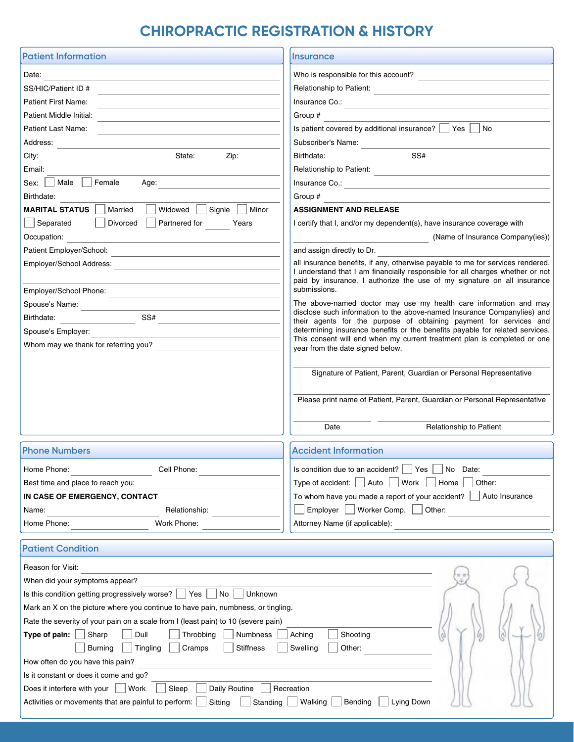# CHIROPRACTIC REGISTRATION & HISTORY

## Patient Information

Date: ______________________

SS/HIC/Patient ID # ______________________

Patient First Name: ______________________

Patient Middle Initial: ______________________

Patient Last Name: ______________________

Address: ______________________

City: ______________ State: ______ Zip: ______

Email: ______________________

Sex: ☐ Male ☐ Female Age: ______

Birthdate: ______________________

**MARITAL STATUS** ☐ Married ☐ Widowed ☐ Signle ☐ Minor

☐ Separated ☐ Divorced ☐ Partnered for ______ Years

Occupation: ______________________

Patient Employer/School: ______________________

Employer/School Address: ______________________

Employer/School Phone: ______________________

Spouse's Name: ______________________

Birthdate: ______________ SS# ______________

Spouse's Employer: ______________________

Whom may we thank for referring you? ______________________

## Insurance

Who is responsible for this account? ______________________

Relationship to Patient: ______________________

Insurance Co.: ______________________

Group # ______________________

Is patient covered by additional insurance? ☐ Yes ☐ No

Subscriber's Name: ______________________

Birthdate: ______________ SS# ______________

Relationship to Patient: ______________________

Insurance Co.: ______________________

Group # ______________________

**ASSIGNMENT AND RELEASE**

I certify that I, and/or my dependent(s), have insurance coverage with

______________________ (Name of Insurance Company(ies))

and assign directly to Dr. ______________________

all insurance benefits, if any, otherwise payable to me for services rendered. I understand that I am financially responsible for all charges whether or not paid by insurance. I authorize the use of my signature on all insurance submissions.

The above-named doctor may use my health care information and may disclose such information to the above-named Insurance Companylies) and their agents for the purpose of obtaining payment for services and determining insurance benefits or the benefits payable for related services. This consent will end when my current treatment plan is completed or one year from the date signed below.

______________________

Signature of Patient, Parent, Guardian or Personal Representative

______________________

Please print name of Patient, Parent, Guardian or Personal Representative

______________ ______________________

Date Relationship to Patient

## Phone Numbers

Home Phone: ______________ Cell Phone: ______________

Best time and place to reach you: ______________________

**IN CASE OF EMERGENCY, CONTACT**

Name: ______________ Relationship: ______________

Home Phone: ______________ Work Phone: ______________

## Accident Information

Is condition due to an accident? ☐ Yes ☐ No Date: ______________

Type of accident: ☐ Auto ☐ Work ☐ Home ☐ Other: ______________

To whom have you made a report of your accident? ☐ Auto Insurance

☐ Employer ☐ Worker Comp. ☐ Other: ______________

Attorney Name (if applicable): ______________________

## Patient Condition

Reason for Visit: ______________________

When did your symptoms appear? ______________________

Is this condition getting progressively worse? ☐ Yes ☐ No ☐ Unknown

Mark an X on the picture where you continue to have pain, numbness, or tingling.

Rate the severity of your pain on a scale from I (least pain) to 10 (severe pain) ______________

**Type of pain:** ☐ Sharp ☐ Dull ☐ Throbbing ☐ Numbness ☐ Aching ☐ Shooting

☐ Burning ☐ Tingling ☐ Cramps ☐ Stiffness ☐ Swelling ☐ Other: ______________

How often do you have this pain? ______________________

Is it constant or does it come and go? ______________________

Does it interfere with your ☐ Work ☐ Sleep ☐ Daily Routine ☐ Recreation

Activities or movements that are painful to perform: ☐ Sitting ☐ Standing ☐ Walking ☐ Bending ☐ Lying Down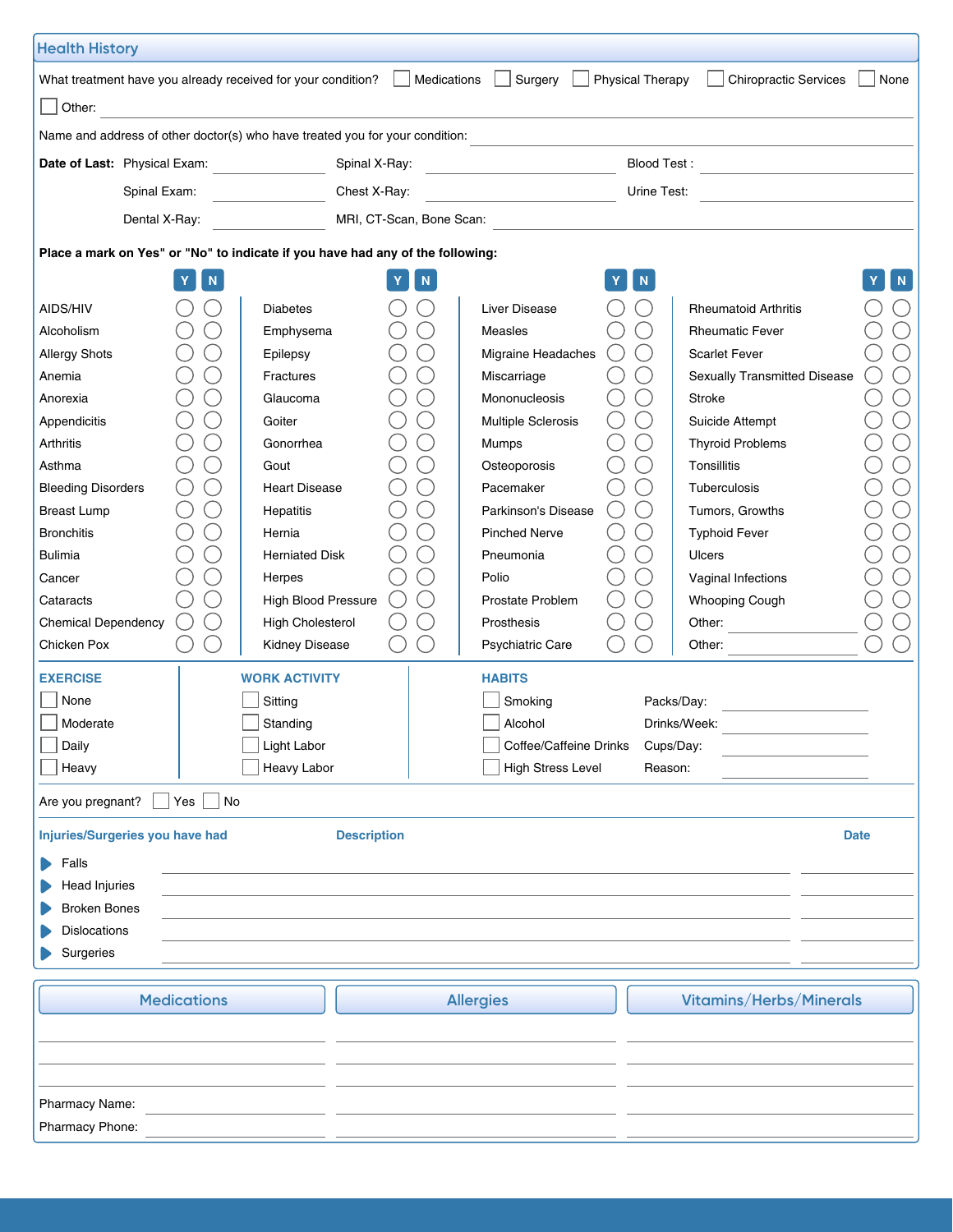## Health History

What treatment have you already received for your condition? ☐ Medications ☐ Surgery ☐ Physical Therapy ☐ Chiropractic Services ☐ None

☐ Other: ____________________

Name and address of other doctor(s) who have treated you for your condition: ____________________

**Date of Last:** Physical Exam: __________ Spinal X-Ray: __________ Blood Test : __________

Spinal Exam: __________ Chest X-Ray: __________ Urine Test: __________

Dental X-Ray: __________ MRI, CT-Scan, Bone Scan: __________

**Place a mark on Yes" or "No" to indicate if you have had any of the following:**

| | Y | N | | Y | N | | Y | N | | Y | N |
|---|---|---|---|---|---|---|---|---|---|---|---|
| AIDS/HIV | ○ | ○ | Diabetes | ○ | ○ | Liver Disease | ○ | ○ | Rheumatoid Arthritis | ○ | ○ |
| Alcoholism | ○ | ○ | Emphysema | ○ | ○ | Measles | ○ | ○ | Rheumatic Fever | ○ | ○ |
| Allergy Shots | ○ | ○ | Epilepsy | ○ | ○ | Migraine Headaches | ○ | ○ | Scarlet Fever | ○ | ○ |
| Anemia | ○ | ○ | Fractures | ○ | ○ | Miscarriage | ○ | ○ | Sexually Transmitted Disease | ○ | ○ |
| Anorexia | ○ | ○ | Glaucoma | ○ | ○ | Mononucleosis | ○ | ○ | Stroke | ○ | ○ |
| Appendicitis | ○ | ○ | Goiter | ○ | ○ | Multiple Sclerosis | ○ | ○ | Suicide Attempt | ○ | ○ |
| Arthritis | ○ | ○ | Gonorrhea | ○ | ○ | Mumps | ○ | ○ | Thyroid Problems | ○ | ○ |
| Asthma | ○ | ○ | Gout | ○ | ○ | Osteoporosis | ○ | ○ | Tonsillitis | ○ | ○ |
| Bleeding Disorders | ○ | ○ | Heart Disease | ○ | ○ | Pacemaker | ○ | ○ | Tuberculosis | ○ | ○ |
| Breast Lump | ○ | ○ | Hepatitis | ○ | ○ | Parkinson's Disease | ○ | ○ | Tumors, Growths | ○ | ○ |
| Bronchitis | ○ | ○ | Hernia | ○ | ○ | Pinched Nerve | ○ | ○ | Typhoid Fever | ○ | ○ |
| Bulimia | ○ | ○ | Herniated Disk | ○ | ○ | Pneumonia | ○ | ○ | Ulcers | ○ | ○ |
| Cancer | ○ | ○ | Herpes | ○ | ○ | Polio | ○ | ○ | Vaginal Infections | ○ | ○ |
| Cataracts | ○ | ○ | High Blood Pressure | ○ | ○ | Prostate Problem | ○ | ○ | Whooping Cough | ○ | ○ |
| Chemical Dependency | ○ | ○ | High Cholesterol | ○ | ○ | Prosthesis | ○ | ○ | Other: __________ | ○ | ○ |
| Chicken Pox | ○ | ○ | Kidney Disease | ○ | ○ | Psychiatric Care | ○ | ○ | Other: __________ | ○ | ○ |

| EXERCISE | WORK ACTIVITY | HABITS | |
|---|---|---|---|
| ☐ None | ☐ Sitting | ☐ Smoking | Packs/Day: __________ |
| ☐ Moderate | ☐ Standing | ☐ Alcohol | Drinks/Week: __________ |
| ☐ Daily | ☐ Light Labor | ☐ Coffee/Caffeine Drinks | Cups/Day: __________ |
| ☐ Heavy | ☐ Heavy Labor | ☐ High Stress Level | Reason: __________ |

Are you pregnant? ☐ Yes ☐ No

| Injuries/Surgeries you have had | Description | Date |
|---|---|---|
| Falls | | |
| Head Injuries | | |
| Broken Bones | | |
| Dislocations | | |
| Surgeries | | |

| Medications | Allergies | Vitamins/Herbs/Minerals |
|---|---|---|
| | | |
| | | |
| | | |
| Pharmacy Name: | | |
| Pharmacy Phone: | | |